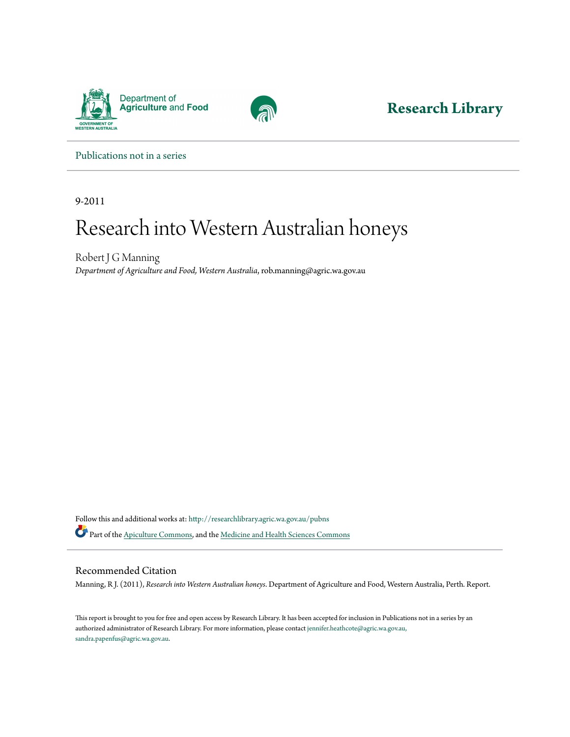Department of Agriculture and Food

GOVERNMENT OF WESTERN AUSTRALIA

**Research Library**

Publications not in a series

9-2011

# Research into Western Australian honeys

Robert J G Manning

*Department of Agriculture and Food, Western Australia*, rob.manning@agric.wa.gov.au

Follow this and additional works at: http://researchlibrary.agric.wa.gov.au/pubns

Part of the Apiculture Commons, and the Medicine and Health Sciences Commons

## Recommended Citation

Manning, R J. (2011), *Research into Western Australian honeys*. Department of Agriculture and Food, Western Australia, Perth. Report.

This report is brought to you for free and open access by Research Library. It has been accepted for inclusion in Publications not in a series by an authorized administrator of Research Library. For more information, please contact jennifer.heathcote@agric.wa.gov.au, sandra.papenfus@agric.wa.gov.au.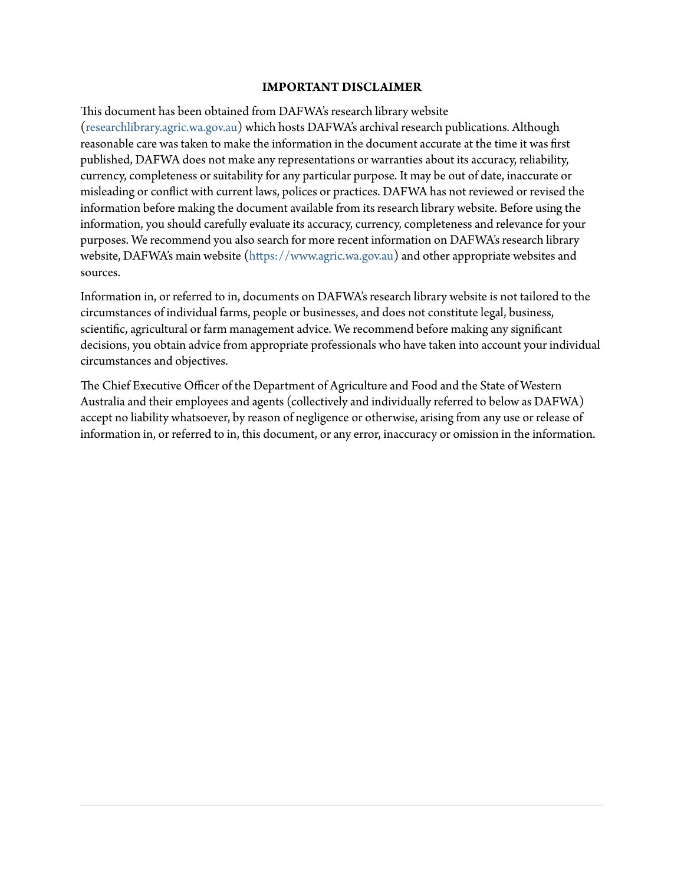**IMPORTANT DISCLAIMER**

This document has been obtained from DAFWA's research library website (researchlibrary.agric.wa.gov.au) which hosts DAFWA's archival research publications. Although reasonable care was taken to make the information in the document accurate at the time it was first published, DAFWA does not make any representations or warranties about its accuracy, reliability, currency, completeness or suitability for any particular purpose. It may be out of date, inaccurate or misleading or conflict with current laws, polices or practices. DAFWA has not reviewed or revised the information before making the document available from its research library website. Before using the information, you should carefully evaluate its accuracy, currency, completeness and relevance for your purposes. We recommend you also search for more recent information on DAFWA's research library website, DAFWA's main website (https://www.agric.wa.gov.au) and other appropriate websites and sources.

Information in, or referred to in, documents on DAFWA's research library website is not tailored to the circumstances of individual farms, people or businesses, and does not constitute legal, business, scientific, agricultural or farm management advice. We recommend before making any significant decisions, you obtain advice from appropriate professionals who have taken into account your individual circumstances and objectives.

The Chief Executive Officer of the Department of Agriculture and Food and the State of Western Australia and their employees and agents (collectively and individually referred to below as DAFWA) accept no liability whatsoever, by reason of negligence or otherwise, arising from any use or release of information in, or referred to in, this document, or any error, inaccuracy or omission in the information.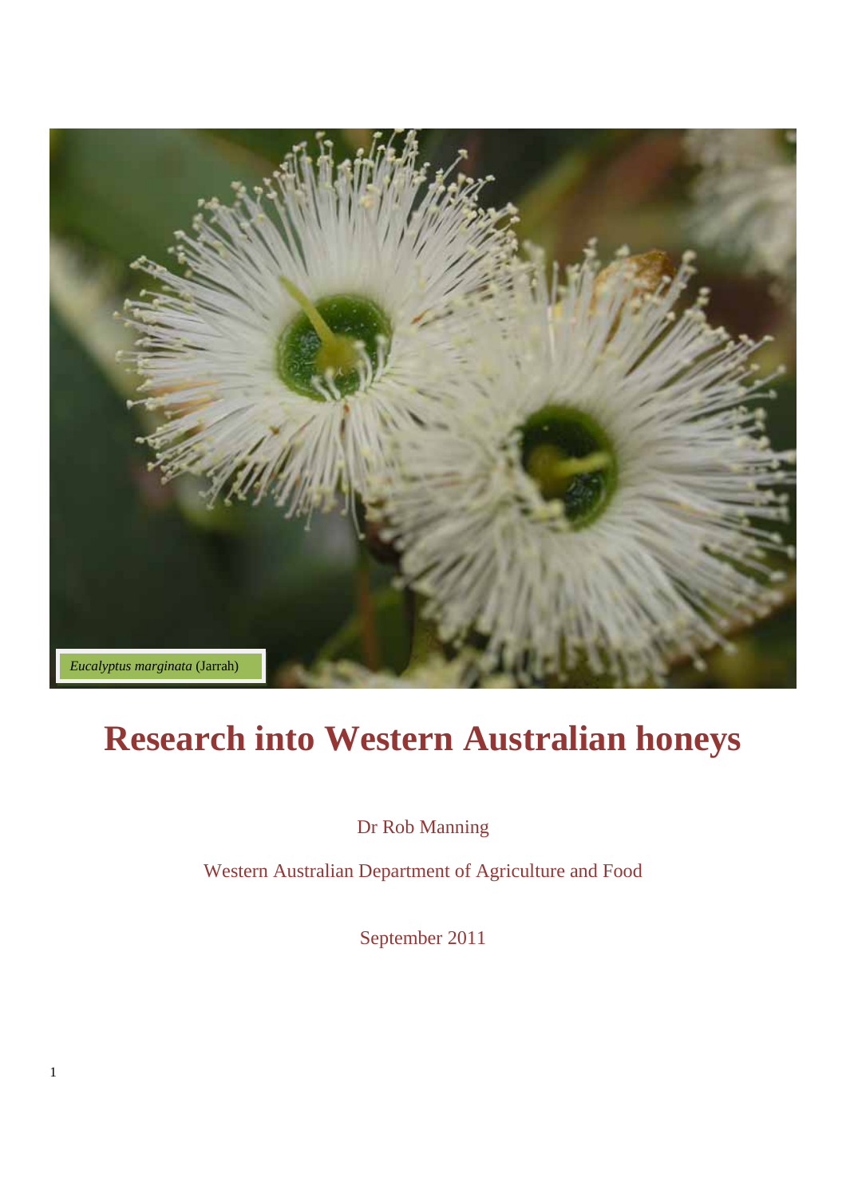*Eucalyptus marginata* (Jarrah)

# Research into Western Australian honeys

Dr Rob Manning

Western Australian Department of Agriculture and Food

September 2011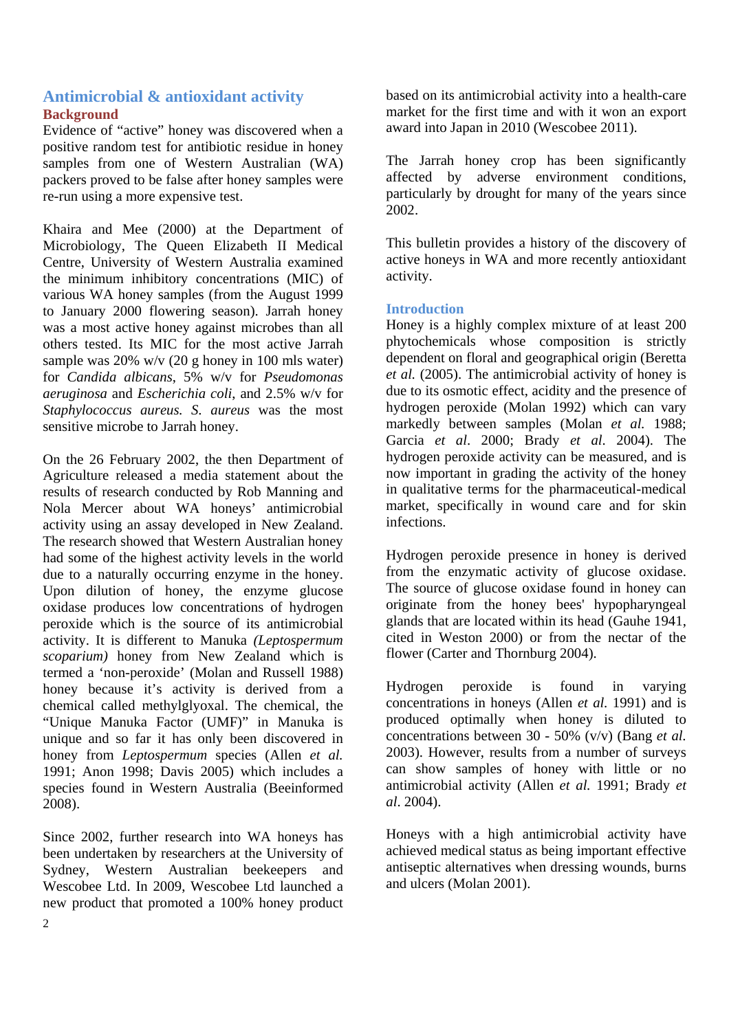## Antimicrobial & antioxidant activity

### Background

Evidence of "active" honey was discovered when a positive random test for antibiotic residue in honey samples from one of Western Australian (WA) packers proved to be false after honey samples were re-run using a more expensive test.

Khaira and Mee (2000) at the Department of Microbiology, The Queen Elizabeth II Medical Centre, University of Western Australia examined the minimum inhibitory concentrations (MIC) of various WA honey samples (from the August 1999 to January 2000 flowering season). Jarrah honey was a most active honey against microbes than all others tested. Its MIC for the most active Jarrah sample was 20% w/v (20 g honey in 100 mls water) for *Candida albicans*, 5% w/v for *Pseudomonas aeruginosa* and *Escherichia coli*, and 2.5% w/v for *Staphylococcus aureus. S. aureus* was the most sensitive microbe to Jarrah honey.

On the 26 February 2002, the then Department of Agriculture released a media statement about the results of research conducted by Rob Manning and Nola Mercer about WA honeys' antimicrobial activity using an assay developed in New Zealand. The research showed that Western Australian honey had some of the highest activity levels in the world due to a naturally occurring enzyme in the honey. Upon dilution of honey, the enzyme glucose oxidase produces low concentrations of hydrogen peroxide which is the source of its antimicrobial activity. It is different to Manuka *(Leptospermum scoparium)* honey from New Zealand which is termed a 'non-peroxide' (Molan and Russell 1988) honey because it's activity is derived from a chemical called methylglyoxal. The chemical, the "Unique Manuka Factor (UMF)" in Manuka is unique and so far it has only been discovered in honey from *Leptospermum* species (Allen *et al.* 1991; Anon 1998; Davis 2005) which includes a species found in Western Australia (Beeinformed 2008).

Since 2002, further research into WA honeys has been undertaken by researchers at the University of Sydney, Western Australian beekeepers and Wescobee Ltd. In 2009, Wescobee Ltd launched a new product that promoted a 100% honey product based on its antimicrobial activity into a health-care market for the first time and with it won an export award into Japan in 2010 (Wescobee 2011).

The Jarrah honey crop has been significantly affected by adverse environment conditions, particularly by drought for many of the years since 2002.

This bulletin provides a history of the discovery of active honeys in WA and more recently antioxidant activity.

### Introduction

Honey is a highly complex mixture of at least 200 phytochemicals whose composition is strictly dependent on floral and geographical origin (Beretta *et al.* (2005). The antimicrobial activity of honey is due to its osmotic effect, acidity and the presence of hydrogen peroxide (Molan 1992) which can vary markedly between samples (Molan *et al.* 1988; Garcia *et al*. 2000; Brady *et al*. 2004). The hydrogen peroxide activity can be measured, and is now important in grading the activity of the honey in qualitative terms for the pharmaceutical-medical market, specifically in wound care and for skin infections.

Hydrogen peroxide presence in honey is derived from the enzymatic activity of glucose oxidase. The source of glucose oxidase found in honey can originate from the honey bees' hypopharyngeal glands that are located within its head (Gauhe 1941, cited in Weston 2000) or from the nectar of the flower (Carter and Thornburg 2004).

Hydrogen peroxide is found in varying concentrations in honeys (Allen *et al.* 1991) and is produced optimally when honey is diluted to concentrations between 30 - 50% (v/v) (Bang *et al.* 2003). However, results from a number of surveys can show samples of honey with little or no antimicrobial activity (Allen *et al.* 1991; Brady *et al*. 2004).

Honeys with a high antimicrobial activity have achieved medical status as being important effective antiseptic alternatives when dressing wounds, burns and ulcers (Molan 2001).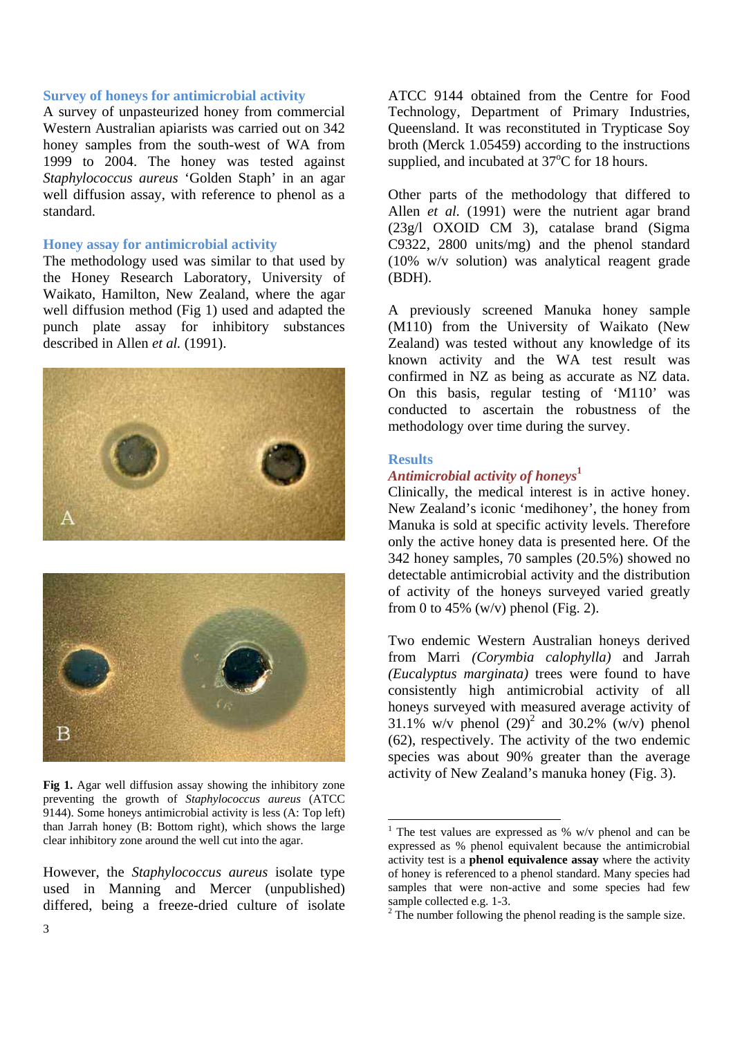### Survey of honeys for antimicrobial activity

A survey of unpasteurized honey from commercial Western Australian apiarists was carried out on 342 honey samples from the south-west of WA from 1999 to 2004. The honey was tested against *Staphylococcus aureus* 'Golden Staph' in an agar well diffusion assay, with reference to phenol as a standard.

### Honey assay for antimicrobial activity

The methodology used was similar to that used by the Honey Research Laboratory, University of Waikato, Hamilton, New Zealand, where the agar well diffusion method (Fig 1) used and adapted the punch plate assay for inhibitory substances described in Allen *et al.* (1991).

**Fig 1.** Agar well diffusion assay showing the inhibitory zone preventing the growth of *Staphylococcus aureus* (ATCC 9144). Some honeys antimicrobial activity is less (A: Top left) than Jarrah honey (B: Bottom right), which shows the large clear inhibitory zone around the well cut into the agar.

However, the *Staphylococcus aureus* isolate type used in Manning and Mercer (unpublished) differed, being a freeze-dried culture of isolate ATCC 9144 obtained from the Centre for Food Technology, Department of Primary Industries, Queensland. It was reconstituted in Trypticase Soy broth (Merck 1.05459) according to the instructions supplied, and incubated at 37°C for 18 hours.

Other parts of the methodology that differed to Allen *et al.* (1991) were the nutrient agar brand (23g/l OXOID CM 3), catalase brand (Sigma C9322, 2800 units/mg) and the phenol standard (10% w/v solution) was analytical reagent grade (BDH).

A previously screened Manuka honey sample (M110) from the University of Waikato (New Zealand) was tested without any knowledge of its known activity and the WA test result was confirmed in NZ as being as accurate as NZ data. On this basis, regular testing of 'M110' was conducted to ascertain the robustness of the methodology over time during the survey.

### Results

#### *Antimicrobial activity of honeys*[1]

Clinically, the medical interest is in active honey. New Zealand's iconic 'medihoney', the honey from Manuka is sold at specific activity levels. Therefore only the active honey data is presented here. Of the 342 honey samples, 70 samples (20.5%) showed no detectable antimicrobial activity and the distribution of activity of the honeys surveyed varied greatly from 0 to 45% (w/v) phenol (Fig. 2).

Two endemic Western Australian honeys derived from Marri *(Corymbia calophylla)* and Jarrah *(Eucalyptus marginata)* trees were found to have consistently high antimicrobial activity of all honeys surveyed with measured average activity of 31.1% w/v phenol (29)[2] and 30.2% (w/v) phenol (62), respectively. The activity of the two endemic species was about 90% greater than the average activity of New Zealand's manuka honey (Fig. 3).

---

[1] The test values are expressed as % w/v phenol and can be expressed as % phenol equivalent because the antimicrobial activity test is a **phenol equivalence assay** where the activity of honey is referenced to a phenol standard. Many species had samples that were non-active and some species had few sample collected e.g. 1-3.

[2] The number following the phenol reading is the sample size.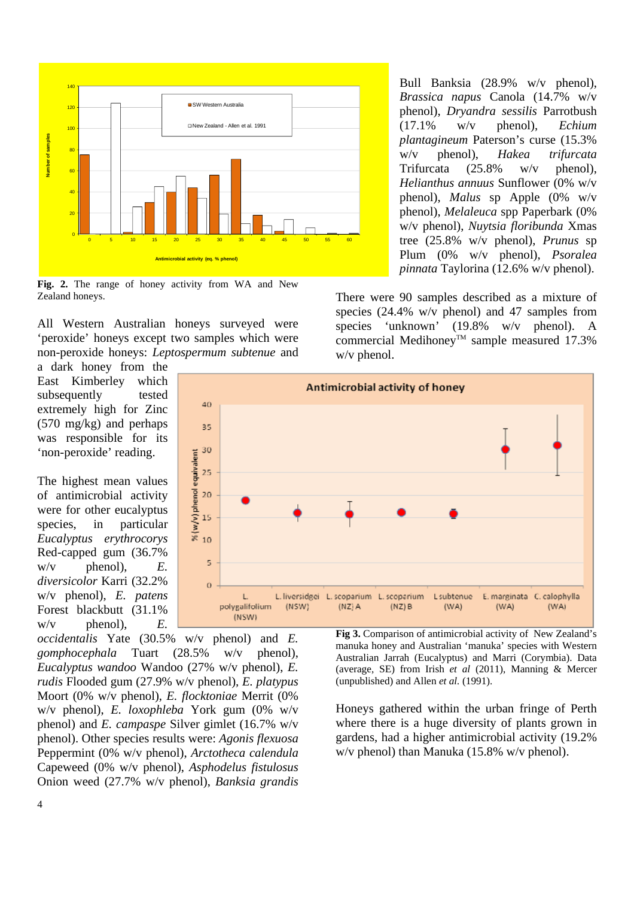**Fig. 2.** The range of honey activity from WA and New Zealand honeys.

All Western Australian honeys surveyed were 'peroxide' honeys except two samples which were non-peroxide honeys: *Leptospermum subtenue* and a dark honey from the East Kimberley which subsequently tested extremely high for Zinc (570 mg/kg) and perhaps was responsible for its 'non-peroxide' reading.

The highest mean values of antimicrobial activity were for other eucalyptus species, in particular *Eucalyptus erythrocorys* Red-capped gum (36.7% w/v phenol), *E. diversicolor* Karri (32.2% w/v phenol), *E. patens* Forest blackbutt (31.1% w/v phenol), *E. occidentalis* Yate (30.5% w/v phenol) and *E. gomphocephala* Tuart (28.5% w/v phenol), *Eucalyptus wandoo* Wandoo (27% w/v phenol), *E. rudis* Flooded gum (27.9% w/v phenol), *E. platypus* Moort (0% w/v phenol), *E. flocktoniae* Merrit (0% w/v phenol), *E. loxophleba* York gum (0% w/v phenol) and *E. campaspe* Silver gimlet (16.7% w/v phenol). Other species results were: *Agonis flexuosa* Peppermint (0% w/v phenol), *Arctotheca calendula* Capeweed (0% w/v phenol), *Asphodelus fistulosus* Onion weed (27.7% w/v phenol), *Banksia grandis* Bull Banksia (28.9% w/v phenol), *Brassica napus* Canola (14.7% w/v phenol), *Dryandra sessilis* Parrotbush (17.1% w/v phenol), *Echium plantagineum* Paterson's curse (15.3% w/v phenol), *Hakea trifurcata* Trifurcata (25.8% w/v phenol), *Helianthus annuus* Sunflower (0% w/v phenol), *Malus* sp Apple (0% w/v phenol), *Melaleuca* spp Paperbark (0% w/v phenol), *Nuytsia floribunda* Xmas tree (25.8% w/v phenol), *Prunus* sp Plum (0% w/v phenol), *Psoralea pinnata* Taylorina (12.6% w/v phenol).

There were 90 samples described as a mixture of species (24.4% w/v phenol) and 47 samples from species 'unknown' (19.8% w/v phenol). A commercial Medihoney™ sample measured 17.3% w/v phenol.

**Fig 3.** Comparison of antimicrobial activity of New Zealand's manuka honey and Australian 'manuka' species with Western Australian Jarrah (Eucalyptus) and Marri (Corymbia). Data (average, SE) from Irish *et al* (2011), Manning & Mercer (unpublished) and Allen *et al.* (1991).

Honeys gathered within the urban fringe of Perth where there is a huge diversity of plants grown in gardens, had a higher antimicrobial activity (19.2% w/v phenol) than Manuka (15.8% w/v phenol).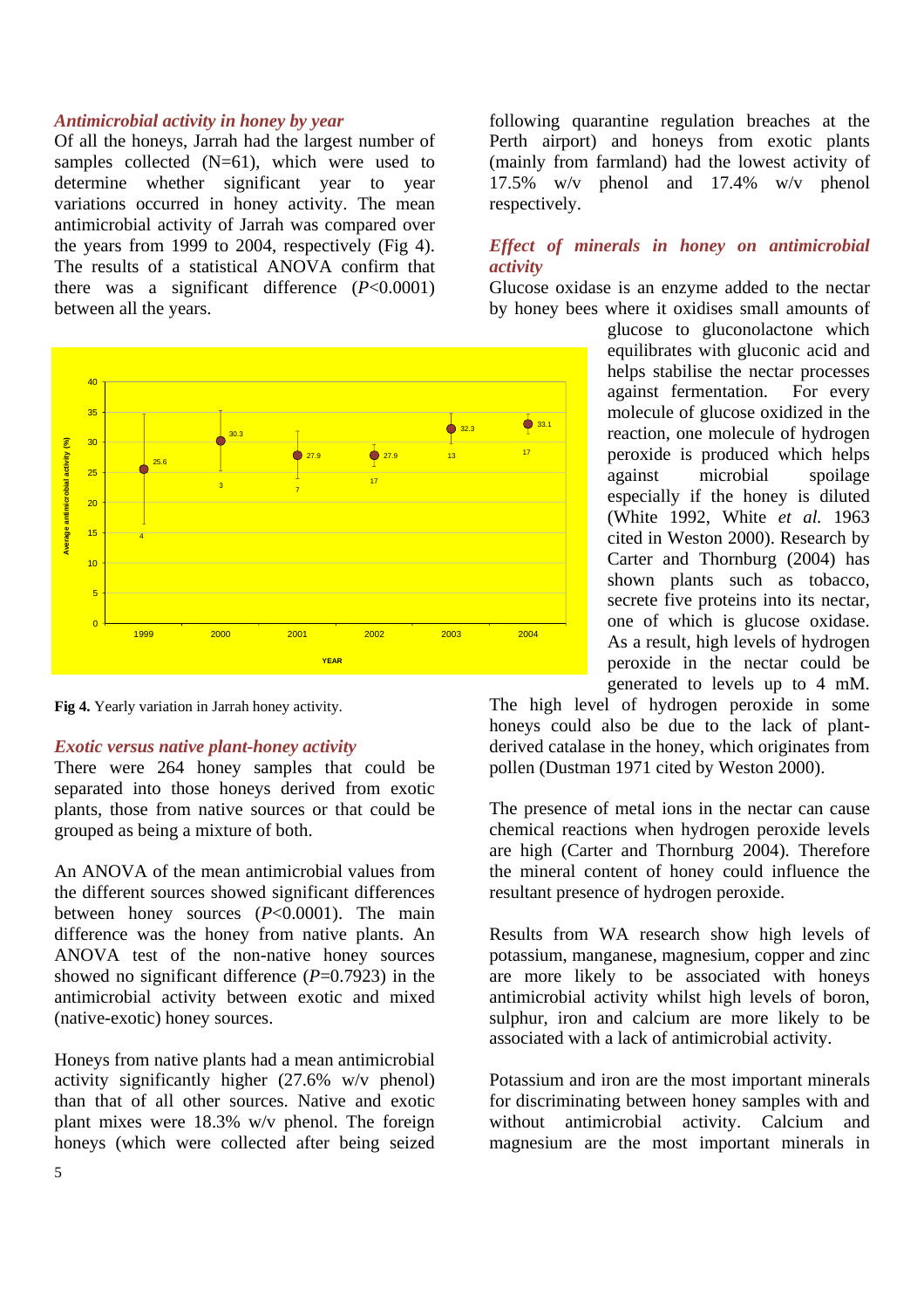### *Antimicrobial activity in honey by year*

Of all the honeys, Jarrah had the largest number of samples collected (N=61), which were used to determine whether significant year to year variations occurred in honey activity. The mean antimicrobial activity of Jarrah was compared over the years from 1999 to 2004, respectively (Fig 4). The results of a statistical ANOVA confirm that there was a significant difference ($P$<0.0001) between all the years.

**Fig 4.** Yearly variation in Jarrah honey activity.

### *Exotic versus native plant-honey activity*

There were 264 honey samples that could be separated into those honeys derived from exotic plants, those from native sources or that could be grouped as being a mixture of both.

An ANOVA of the mean antimicrobial values from the different sources showed significant differences between honey sources ($P$<0.0001). The main difference was the honey from native plants. An ANOVA test of the non-native honey sources showed no significant difference ($P$=0.7923) in the antimicrobial activity between exotic and mixed (native-exotic) honey sources.

Honeys from native plants had a mean antimicrobial activity significantly higher (27.6% w/v phenol) than that of all other sources. Native and exotic plant mixes were 18.3% w/v phenol. The foreign honeys (which were collected after being seized following quarantine regulation breaches at the Perth airport) and honeys from exotic plants (mainly from farmland) had the lowest activity of 17.5% w/v phenol and 17.4% w/v phenol respectively.

### *Effect of minerals in honey on antimicrobial activity*

Glucose oxidase is an enzyme added to the nectar by honey bees where it oxidises small amounts of glucose to gluconolactone which equilibrates with gluconic acid and helps stabilise the nectar processes against fermentation. For every molecule of glucose oxidized in the reaction, one molecule of hydrogen peroxide is produced which helps against microbial spoilage especially if the honey is diluted (White 1992, White *et al.* 1963 cited in Weston 2000). Research by Carter and Thornburg (2004) has shown plants such as tobacco, secrete five proteins into its nectar, one of which is glucose oxidase. As a result, high levels of hydrogen peroxide in the nectar could be generated to levels up to 4 mM. The high level of hydrogen peroxide in some honeys could also be due to the lack of plant-derived catalase in the honey, which originates from pollen (Dustman 1971 cited by Weston 2000).

The presence of metal ions in the nectar can cause chemical reactions when hydrogen peroxide levels are high (Carter and Thornburg 2004). Therefore the mineral content of honey could influence the resultant presence of hydrogen peroxide.

Results from WA research show high levels of potassium, manganese, magnesium, copper and zinc are more likely to be associated with honeys antimicrobial activity whilst high levels of boron, sulphur, iron and calcium are more likely to be associated with a lack of antimicrobial activity.

Potassium and iron are the most important minerals for discriminating between honey samples with and without antimicrobial activity. Calcium and magnesium are the most important minerals in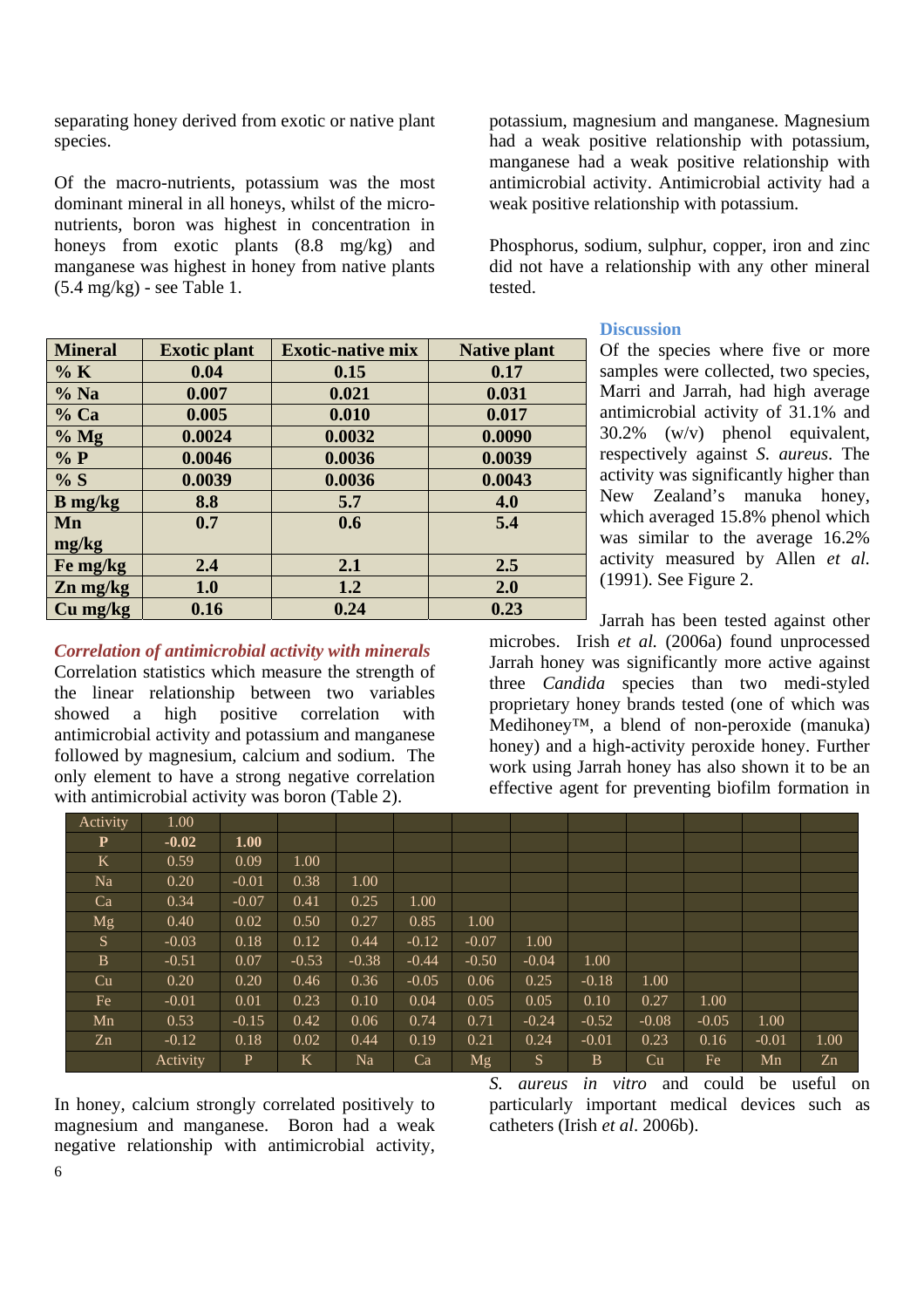separating honey derived from exotic or native plant species.

Of the macro-nutrients, potassium was the most dominant mineral in all honeys, whilst of the micro-nutrients, boron was highest in concentration in honeys from exotic plants (8.8 mg/kg) and manganese was highest in honey from native plants (5.4 mg/kg) - see Table 1.

| Mineral | Exotic plant | Exotic-native mix | Native plant |
|---|---|---|---|
| % K | 0.04 | 0.15 | 0.17 |
| % Na | 0.007 | 0.021 | 0.031 |
| % Ca | 0.005 | 0.010 | 0.017 |
| % Mg | 0.0024 | 0.0032 | 0.0090 |
| % P | 0.0046 | 0.0036 | 0.0039 |
| % S | 0.0039 | 0.0036 | 0.0043 |
| B mg/kg | 8.8 | 5.7 | 4.0 |
| Mn mg/kg | 0.7 | 0.6 | 5.4 |
| Fe mg/kg | 2.4 | 2.1 | 2.5 |
| Zn mg/kg | 1.0 | 1.2 | 2.0 |
| Cu mg/kg | 0.16 | 0.24 | 0.23 |

### *Correlation of antimicrobial activity with minerals*

Correlation statistics which measure the strength of the linear relationship between two variables showed a high positive correlation with antimicrobial activity and potassium and manganese followed by magnesium, calcium and sodium. The only element to have a strong negative correlation with antimicrobial activity was boron (Table 2).

| Activity | 1.00 | | | | | | | | | | | |
|---|---|---|---|---|---|---|---|---|---|---|---|---|
| **P** | **-0.02** | **1.00** | | | | | | | | | | |
| K | 0.59 | 0.09 | 1.00 | | | | | | | | | |
| Na | 0.20 | -0.01 | 0.38 | 1.00 | | | | | | | | |
| Ca | 0.34 | -0.07 | 0.41 | 0.25 | 1.00 | | | | | | | |
| Mg | 0.40 | 0.02 | 0.50 | 0.27 | 0.85 | 1.00 | | | | | | |
| S | -0.03 | 0.18 | 0.12 | 0.44 | -0.12 | -0.07 | 1.00 | | | | | |
| B | -0.51 | 0.07 | -0.53 | -0.38 | -0.44 | -0.50 | -0.04 | 1.00 | | | | |
| Cu | 0.20 | 0.20 | 0.46 | 0.36 | -0.05 | 0.06 | 0.25 | -0.18 | 1.00 | | | |
| Fe | -0.01 | 0.01 | 0.23 | 0.10 | 0.04 | 0.05 | 0.05 | 0.10 | 0.27 | 1.00 | | |
| Mn | 0.53 | -0.15 | 0.42 | 0.06 | 0.74 | 0.71 | -0.24 | -0.52 | -0.08 | -0.05 | 1.00 | |
| Zn | -0.12 | 0.18 | 0.02 | 0.44 | 0.19 | 0.21 | 0.24 | -0.01 | 0.23 | 0.16 | -0.01 | 1.00 |
| | Activity | P | K | Na | Ca | Mg | S | B | Cu | Fe | Mn | Zn |

In honey, calcium strongly correlated positively to magnesium and manganese. Boron had a weak negative relationship with antimicrobial activity, potassium, magnesium and manganese. Magnesium had a weak positive relationship with potassium, manganese had a weak positive relationship with antimicrobial activity. Antimicrobial activity had a weak positive relationship with potassium.

Phosphorus, sodium, sulphur, copper, iron and zinc did not have a relationship with any other mineral tested.

## Discussion

Of the species where five or more samples were collected, two species, Marri and Jarrah, had high average antimicrobial activity of 31.1% and 30.2% (w/v) phenol equivalent, respectively against *S. aureus*. The activity was significantly higher than New Zealand's manuka honey, which averaged 15.8% phenol which was similar to the average 16.2% activity measured by Allen *et al.* (1991). See Figure 2.

Jarrah has been tested against other microbes. Irish *et al.* (2006a) found unprocessed Jarrah honey was significantly more active against three *Candida* species than two medi-styled proprietary honey brands tested (one of which was Medihoney™, a blend of non-peroxide (manuka) honey) and a high-activity peroxide honey. Further work using Jarrah honey has also shown it to be an effective agent for preventing biofilm formation in *S. aureus in vitro* and could be useful on particularly important medical devices such as catheters (Irish *et al*. 2006b).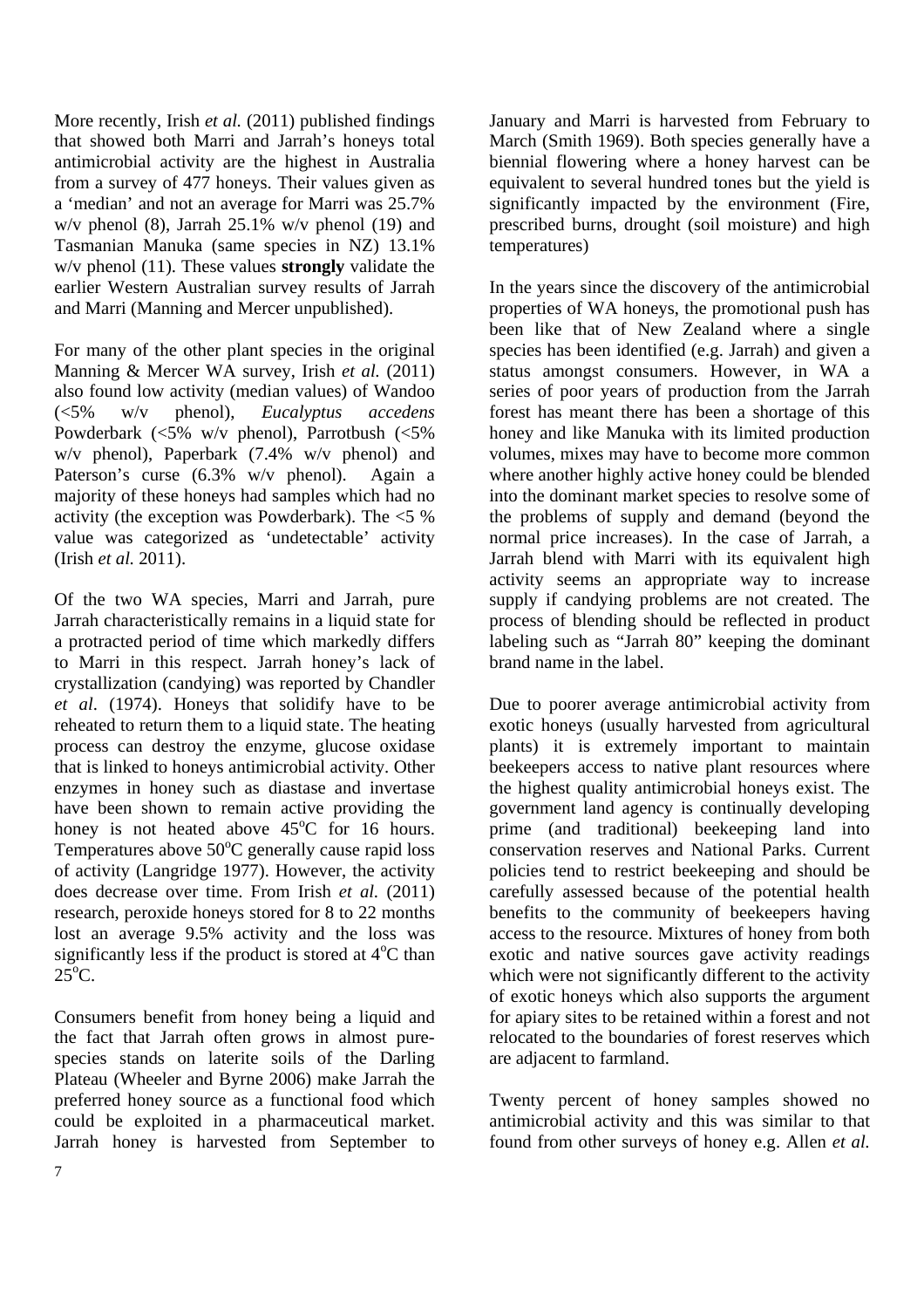More recently, Irish *et al.* (2011) published findings that showed both Marri and Jarrah's honeys total antimicrobial activity are the highest in Australia from a survey of 477 honeys. Their values given as a 'median' and not an average for Marri was 25.7% w/v phenol (8), Jarrah 25.1% w/v phenol (19) and Tasmanian Manuka (same species in NZ) 13.1% w/v phenol (11). These values **strongly** validate the earlier Western Australian survey results of Jarrah and Marri (Manning and Mercer unpublished).

For many of the other plant species in the original Manning & Mercer WA survey, Irish *et al.* (2011) also found low activity (median values) of Wandoo (<5% w/v phenol), *Eucalyptus accedens* Powderbark (<5% w/v phenol), Parrotbush (<5% w/v phenol), Paperbark (7.4% w/v phenol) and Paterson's curse (6.3% w/v phenol). Again a majority of these honeys had samples which had no activity (the exception was Powderbark). The <5 % value was categorized as 'undetectable' activity (Irish *et al.* 2011).

Of the two WA species, Marri and Jarrah, pure Jarrah characteristically remains in a liquid state for a protracted period of time which markedly differs to Marri in this respect. Jarrah honey's lack of crystallization (candying) was reported by Chandler *et al*. (1974). Honeys that solidify have to be reheated to return them to a liquid state. The heating process can destroy the enzyme, glucose oxidase that is linked to honeys antimicrobial activity. Other enzymes in honey such as diastase and invertase have been shown to remain active providing the honey is not heated above 45$^{o}$C for 16 hours. Temperatures above 50$^{o}$C generally cause rapid loss of activity (Langridge 1977). However, the activity does decrease over time. From Irish *et al.* (2011) research, peroxide honeys stored for 8 to 22 months lost an average 9.5% activity and the loss was significantly less if the product is stored at 4$^{o}$C than 25$^{o}$C.

Consumers benefit from honey being a liquid and the fact that Jarrah often grows in almost pure-species stands on laterite soils of the Darling Plateau (Wheeler and Byrne 2006) make Jarrah the preferred honey source as a functional food which could be exploited in a pharmaceutical market. Jarrah honey is harvested from September to January and Marri is harvested from February to March (Smith 1969). Both species generally have a biennial flowering where a honey harvest can be equivalent to several hundred tones but the yield is significantly impacted by the environment (Fire, prescribed burns, drought (soil moisture) and high temperatures)

In the years since the discovery of the antimicrobial properties of WA honeys, the promotional push has been like that of New Zealand where a single species has been identified (e.g. Jarrah) and given a status amongst consumers. However, in WA a series of poor years of production from the Jarrah forest has meant there has been a shortage of this honey and like Manuka with its limited production volumes, mixes may have to become more common where another highly active honey could be blended into the dominant market species to resolve some of the problems of supply and demand (beyond the normal price increases). In the case of Jarrah, a Jarrah blend with Marri with its equivalent high activity seems an appropriate way to increase supply if candying problems are not created. The process of blending should be reflected in product labeling such as "Jarrah 80" keeping the dominant brand name in the label.

Due to poorer average antimicrobial activity from exotic honeys (usually harvested from agricultural plants) it is extremely important to maintain beekeepers access to native plant resources where the highest quality antimicrobial honeys exist. The government land agency is continually developing prime (and traditional) beekeeping land into conservation reserves and National Parks. Current policies tend to restrict beekeeping and should be carefully assessed because of the potential health benefits to the community of beekeepers having access to the resource. Mixtures of honey from both exotic and native sources gave activity readings which were not significantly different to the activity of exotic honeys which also supports the argument for apiary sites to be retained within a forest and not relocated to the boundaries of forest reserves which are adjacent to farmland.

Twenty percent of honey samples showed no antimicrobial activity and this was similar to that found from other surveys of honey e.g. Allen *et al.*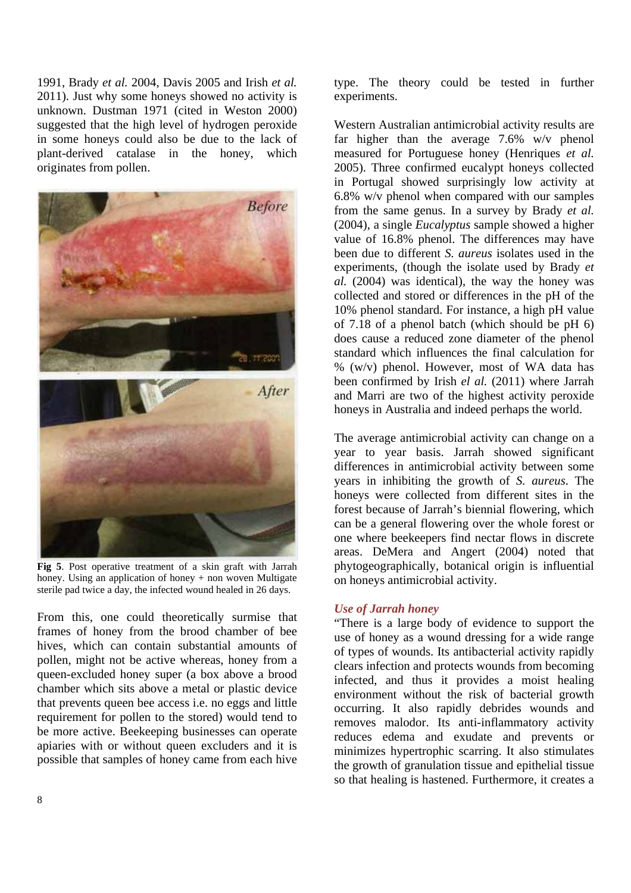1991, Brady *et al.* 2004, Davis 2005 and Irish *et al.* 2011). Just why some honeys showed no activity is unknown. Dustman 1971 (cited in Weston 2000) suggested that the high level of hydrogen peroxide in some honeys could also be due to the lack of plant-derived catalase in the honey, which originates from pollen.

**Fig 5**. Post operative treatment of a skin graft with Jarrah honey. Using an application of honey + non woven Multigate sterile pad twice a day, the infected wound healed in 26 days.

From this, one could theoretically surmise that frames of honey from the brood chamber of bee hives, which can contain substantial amounts of pollen, might not be active whereas, honey from a queen-excluded honey super (a box above a brood chamber which sits above a metal or plastic device that prevents queen bee access i.e. no eggs and little requirement for pollen to the stored) would tend to be more active. Beekeeping businesses can operate apiaries with or without queen excluders and it is possible that samples of honey came from each hive type. The theory could be tested in further experiments.

Western Australian antimicrobial activity results are far higher than the average 7.6% w/v phenol measured for Portuguese honey (Henriques *et al.* 2005). Three confirmed eucalypt honeys collected in Portugal showed surprisingly low activity at 6.8% w/v phenol when compared with our samples from the same genus. In a survey by Brady *et al.* (2004), a single *Eucalyptus* sample showed a higher value of 16.8% phenol. The differences may have been due to different *S. aureus* isolates used in the experiments, (though the isolate used by Brady *et al.* (2004) was identical), the way the honey was collected and stored or differences in the pH of the 10% phenol standard. For instance, a high pH value of 7.18 of a phenol batch (which should be pH 6) does cause a reduced zone diameter of the phenol standard which influences the final calculation for % (w/v) phenol. However, most of WA data has been confirmed by Irish *el al.* (2011) where Jarrah and Marri are two of the highest activity peroxide honeys in Australia and indeed perhaps the world.

The average antimicrobial activity can change on a year to year basis. Jarrah showed significant differences in antimicrobial activity between some years in inhibiting the growth of *S. aureus*. The honeys were collected from different sites in the forest because of Jarrah's biennial flowering, which can be a general flowering over the whole forest or one where beekeepers find nectar flows in discrete areas. DeMera and Angert (2004) noted that phytogeographically, botanical origin is influential on honeys antimicrobial activity.

### *Use of Jarrah honey*

"There is a large body of evidence to support the use of honey as a wound dressing for a wide range of types of wounds. Its antibacterial activity rapidly clears infection and protects wounds from becoming infected, and thus it provides a moist healing environment without the risk of bacterial growth occurring. It also rapidly debrides wounds and removes malodor. Its anti-inflammatory activity reduces edema and exudate and prevents or minimizes hypertrophic scarring. It also stimulates the growth of granulation tissue and epithelial tissue so that healing is hastened. Furthermore, it creates a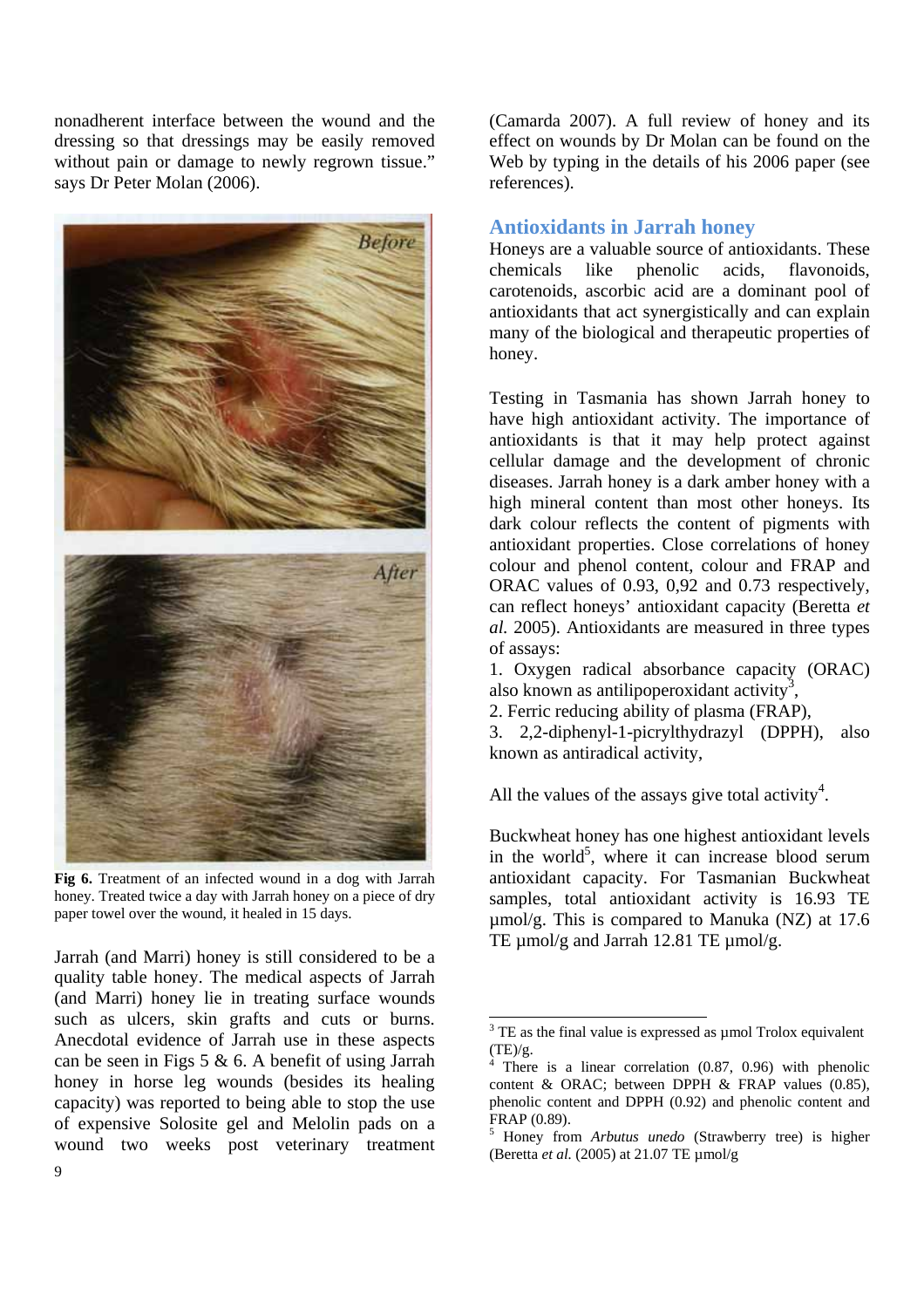nonadherent interface between the wound and the dressing so that dressings may be easily removed without pain or damage to newly regrown tissue." says Dr Peter Molan (2006).

**Fig 6.** Treatment of an infected wound in a dog with Jarrah honey. Treated twice a day with Jarrah honey on a piece of dry paper towel over the wound, it healed in 15 days.

Jarrah (and Marri) honey is still considered to be a quality table honey. The medical aspects of Jarrah (and Marri) honey lie in treating surface wounds such as ulcers, skin grafts and cuts or burns. Anecdotal evidence of Jarrah use in these aspects can be seen in Figs 5 & 6. A benefit of using Jarrah honey in horse leg wounds (besides its healing capacity) was reported to being able to stop the use of expensive Solosite gel and Melolin pads on a wound two weeks post veterinary treatment (Camarda 2007). A full review of honey and its effect on wounds by Dr Molan can be found on the Web by typing in the details of his 2006 paper (see references).

## Antioxidants in Jarrah honey

Honeys are a valuable source of antioxidants. These chemicals like phenolic acids, flavonoids, carotenoids, ascorbic acid are a dominant pool of antioxidants that act synergistically and can explain many of the biological and therapeutic properties of honey.

Testing in Tasmania has shown Jarrah honey to have high antioxidant activity. The importance of antioxidants is that it may help protect against cellular damage and the development of chronic diseases. Jarrah honey is a dark amber honey with a high mineral content than most other honeys. Its dark colour reflects the content of pigments with antioxidant properties. Close correlations of honey colour and phenol content, colour and FRAP and ORAC values of 0.93, 0,92 and 0.73 respectively, can reflect honeys' antioxidant capacity (Beretta *et al.* 2005). Antioxidants are measured in three types of assays:

1. Oxygen radical absorbance capacity (ORAC) also known as antilipoperoxidant activity[3],
2. Ferric reducing ability of plasma (FRAP),
3. 2,2-diphenyl-1-picrylthydrazyl (DPPH), also known as antiradical activity,

All the values of the assays give total activity[4].

Buckwheat honey has one highest antioxidant levels in the world[5], where it can increase blood serum antioxidant capacity. For Tasmanian Buckwheat samples, total antioxidant activity is 16.93 TE µmol/g. This is compared to Manuka (NZ) at 17.6 TE µmol/g and Jarrah 12.81 TE µmol/g.

---

[3] TE as the final value is expressed as µmol Trolox equivalent (TE)/g.

[4] There is a linear correlation (0.87, 0.96) with phenolic content & ORAC; between DPPH & FRAP values (0.85), phenolic content and DPPH (0.92) and phenolic content and FRAP (0.89).

[5] Honey from *Arbutus unedo* (Strawberry tree) is higher (Beretta *et al.* (2005) at 21.07 TE µmol/g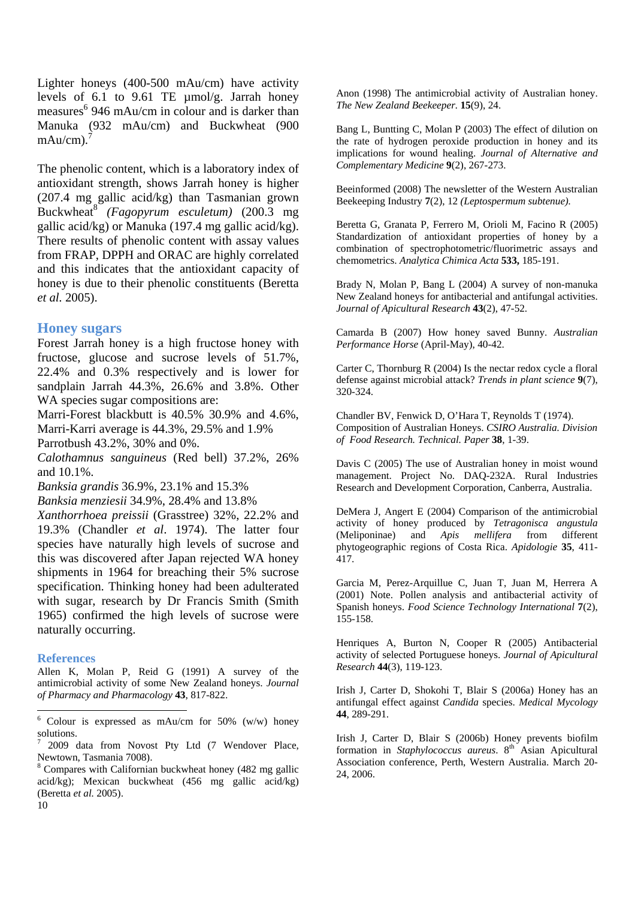Lighter honeys (400-500 mAu/cm) have activity levels of 6.1 to 9.61 TE µmol/g. Jarrah honey measures[6] 946 mAu/cm in colour and is darker than Manuka (932 mAu/cm) and Buckwheat (900 mAu/cm).[7]

The phenolic content, which is a laboratory index of antioxidant strength, shows Jarrah honey is higher (207.4 mg gallic acid/kg) than Tasmanian grown Buckwheat[8] *(Fagopyrum esculetum)* (200.3 mg gallic acid/kg) or Manuka (197.4 mg gallic acid/kg). There results of phenolic content with assay values from FRAP, DPPH and ORAC are highly correlated and this indicates that the antioxidant capacity of honey is due to their phenolic constituents (Beretta *et al.* 2005).

## Honey sugars

Forest Jarrah honey is a high fructose honey with fructose, glucose and sucrose levels of 51.7%, 22.4% and 0.3% respectively and is lower for sandplain Jarrah 44.3%, 26.6% and 3.8%. Other WA species sugar compositions are:

Marri-Forest blackbutt is 40.5% 30.9% and 4.6%,
Marri-Karri average is 44.3%, 29.5% and 1.9%
Parrotbush 43.2%, 30% and 0%.
*Calothamnus sanguineus* (Red bell) 37.2%, 26% and 10.1%.
*Banksia grandis* 36.9%, 23.1% and 15.3%
*Banksia menziesii* 34.9%, 28.4% and 13.8%
*Xanthorrhoea preissii* (Grasstree) 32%, 22.2% and 19.3% (Chandler *et al*. 1974). The latter four species have naturally high levels of sucrose and this was discovered after Japan rejected WA honey shipments in 1964 for breaching their 5% sucrose specification. Thinking honey had been adulterated with sugar, research by Dr Francis Smith (Smith 1965) confirmed the high levels of sucrose were naturally occurring.

## References

Allen K, Molan P, Reid G (1991) A survey of the antimicrobial activity of some New Zealand honeys. *Journal of Pharmacy and Pharmacology* **43**, 817-822.

Anon (1998) The antimicrobial activity of Australian honey. *The New Zealand Beekeeper.* **15**(9), 24.

Bang L, Buntting C, Molan P (2003) The effect of dilution on the rate of hydrogen peroxide production in honey and its implications for wound healing. *Journal of Alternative and Complementary Medicine* **9**(2), 267-273.

Beeinformed (2008) The newsletter of the Western Australian Beekeeping Industry **7**(2), 12 *(Leptospermum subtenue).*

Beretta G, Granata P, Ferrero M, Orioli M, Facino R (2005) Standardization of antioxidant properties of honey by a combination of spectrophotometric/fluorimetric assays and chemometrics. *Analytica Chimica Acta* **533,** 185-191.

Brady N, Molan P, Bang L (2004) A survey of non-manuka New Zealand honeys for antibacterial and antifungal activities. *Journal of Apicultural Research* **43**(2), 47-52.

Camarda B (2007) How honey saved Bunny. *Australian Performance Horse* (April-May), 40-42.

Carter C, Thornburg R (2004) Is the nectar redox cycle a floral defense against microbial attack? *Trends in plant science* **9**(7), 320-324.

Chandler BV, Fenwick D, O'Hara T, Reynolds T (1974). Composition of Australian Honeys. *CSIRO Australia. Division of Food Research. Technical. Paper* **38**, 1-39.

Davis C (2005) The use of Australian honey in moist wound management. Project No. DAQ-232A. Rural Industries Research and Development Corporation, Canberra, Australia.

DeMera J, Angert E (2004) Comparison of the antimicrobial activity of honey produced by *Tetragonisca angustula* (Meliponinae) and *Apis mellifera* from different phytogeographic regions of Costa Rica. *Apidologie* **35**, 411-417.

Garcia M, Perez-Arquillue C, Juan T, Juan M, Herrera A (2001) Note. Pollen analysis and antibacterial activity of Spanish honeys. *Food Science Technology International* **7**(2), 155-158.

Henriques A, Burton N, Cooper R (2005) Antibacterial activity of selected Portuguese honeys. *Journal of Apicultural Research* **44**(3), 119-123.

Irish J, Carter D, Shokohi T, Blair S (2006a) Honey has an antifungal effect against *Candida* species. *Medical Mycology* **44**, 289-291.

Irish J, Carter D, Blair S (2006b) Honey prevents biofilm formation in *Staphylococcus aureus*. 8th Asian Apicultural Association conference, Perth, Western Australia. March 20-24, 2006.

---

[6] Colour is expressed as mAu/cm for 50% (w/w) honey solutions.

[7] 2009 data from Novost Pty Ltd (7 Wendover Place, Newtown, Tasmania 7008).

[8] Compares with Californian buckwheat honey (482 mg gallic acid/kg); Mexican buckwheat (456 mg gallic acid/kg) (Beretta *et al.* 2005).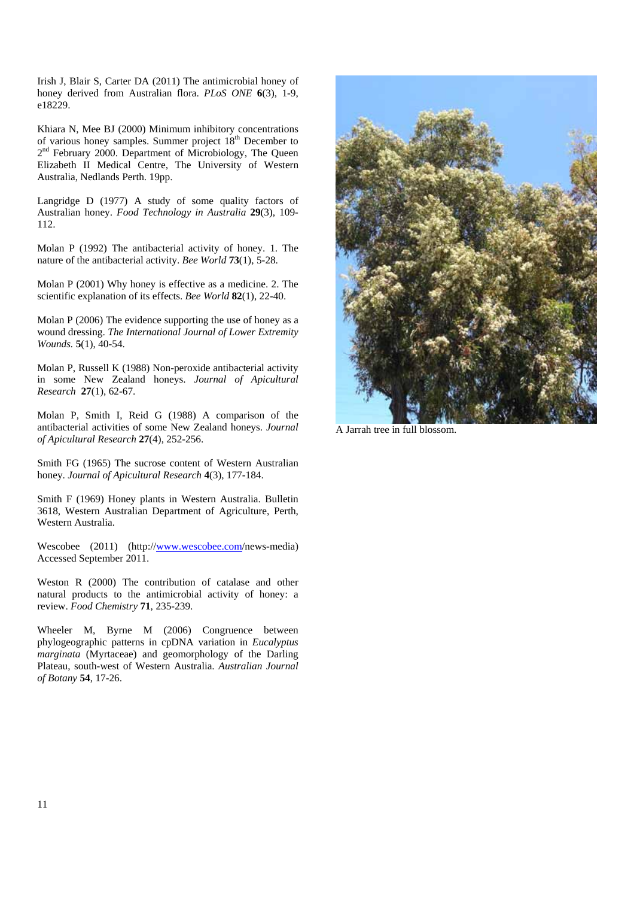Irish J, Blair S, Carter DA (2011) The antimicrobial honey of honey derived from Australian flora. *PLoS ONE* **6**(3), 1-9, e18229.

Khiara N, Mee BJ (2000) Minimum inhibitory concentrations of various honey samples. Summer project 18th December to 2nd February 2000. Department of Microbiology, The Queen Elizabeth II Medical Centre, The University of Western Australia, Nedlands Perth. 19pp.

Langridge D (1977) A study of some quality factors of Australian honey. *Food Technology in Australia* **29**(3), 109-112.

Molan P (1992) The antibacterial activity of honey. 1. The nature of the antibacterial activity. *Bee World* **73**(1), 5-28.

Molan P (2001) Why honey is effective as a medicine. 2. The scientific explanation of its effects. *Bee World* **82**(1), 22-40.

Molan P (2006) The evidence supporting the use of honey as a wound dressing. *The International Journal of Lower Extremity Wounds.* **5**(1), 40-54.

Molan P, Russell K (1988) Non-peroxide antibacterial activity in some New Zealand honeys. *Journal of Apicultural Research* **27**(1), 62-67.

Molan P, Smith I, Reid G (1988) A comparison of the antibacterial activities of some New Zealand honeys. *Journal of Apicultural Research* **27**(4), 252-256.

Smith FG (1965) The sucrose content of Western Australian honey. *Journal of Apicultural Research* **4**(3), 177-184.

Smith F (1969) Honey plants in Western Australia. Bulletin 3618, Western Australian Department of Agriculture, Perth, Western Australia.

Wescobee (2011) (http://www.wescobee.com/news-media) Accessed September 2011.

Weston R (2000) The contribution of catalase and other natural products to the antimicrobial activity of honey: a review. *Food Chemistry* **71**, 235-239.

Wheeler M, Byrne M (2006) Congruence between phylogeographic patterns in cpDNA variation in *Eucalyptus marginata* (Myrtaceae) and geomorphology of the Darling Plateau, south-west of Western Australia. *Australian Journal of Botany* **54**, 17-26.

A Jarrah tree in full blossom.